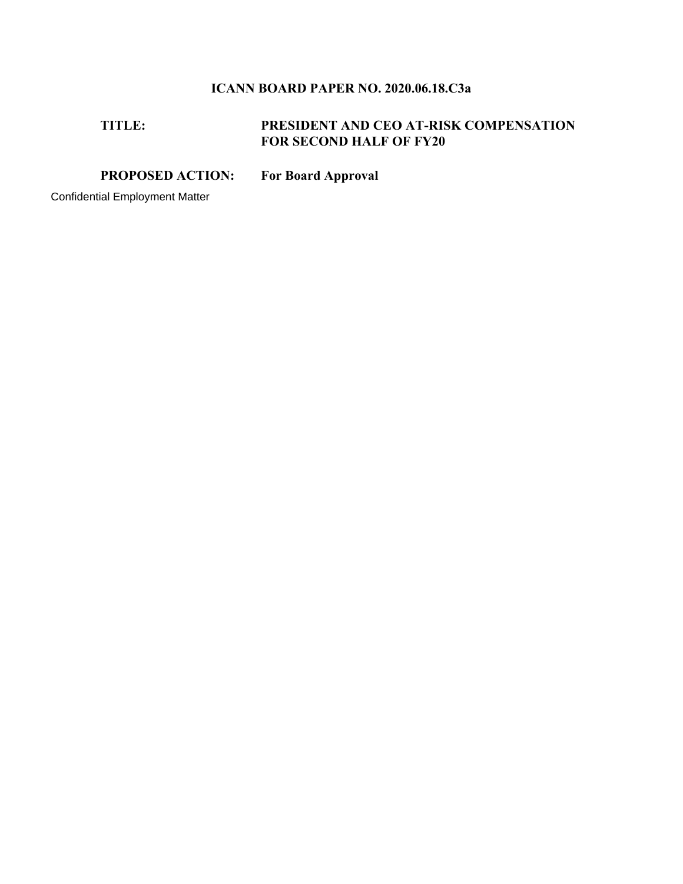# ICANN BOARD PAPER NO. 2020.06.18.C3a

**TITLE:** **PRESIDENT AND CEO AT-RISK COMPENSATION FOR SECOND HALF OF FY20**

**PROPOSED ACTION:** **For Board Approval**

Confidential Employment Matter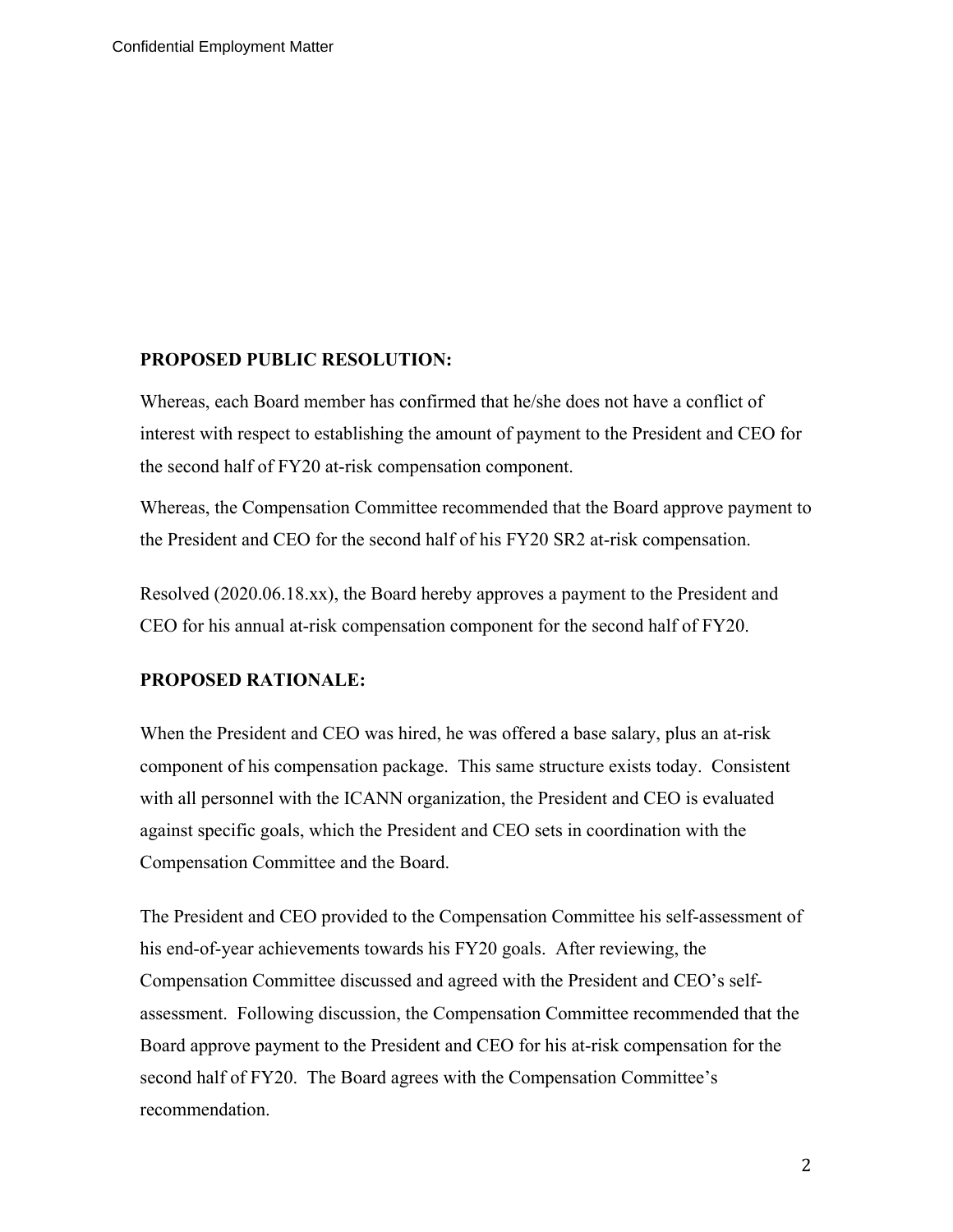**PROPOSED PUBLIC RESOLUTION:**

Whereas, each Board member has confirmed that he/she does not have a conflict of interest with respect to establishing the amount of payment to the President and CEO for the second half of FY20 at-risk compensation component.

Whereas, the Compensation Committee recommended that the Board approve payment to the President and CEO for the second half of his FY20 SR2 at-risk compensation.

Resolved (2020.06.18.xx), the Board hereby approves a payment to the President and CEO for his annual at-risk compensation component for the second half of FY20.

**PROPOSED RATIONALE:**

When the President and CEO was hired, he was offered a base salary, plus an at-risk component of his compensation package. This same structure exists today. Consistent with all personnel with the ICANN organization, the President and CEO is evaluated against specific goals, which the President and CEO sets in coordination with the Compensation Committee and the Board.

The President and CEO provided to the Compensation Committee his self-assessment of his end-of-year achievements towards his FY20 goals. After reviewing, the Compensation Committee discussed and agreed with the President and CEO's self-assessment. Following discussion, the Compensation Committee recommended that the Board approve payment to the President and CEO for his at-risk compensation for the second half of FY20. The Board agrees with the Compensation Committee's recommendation.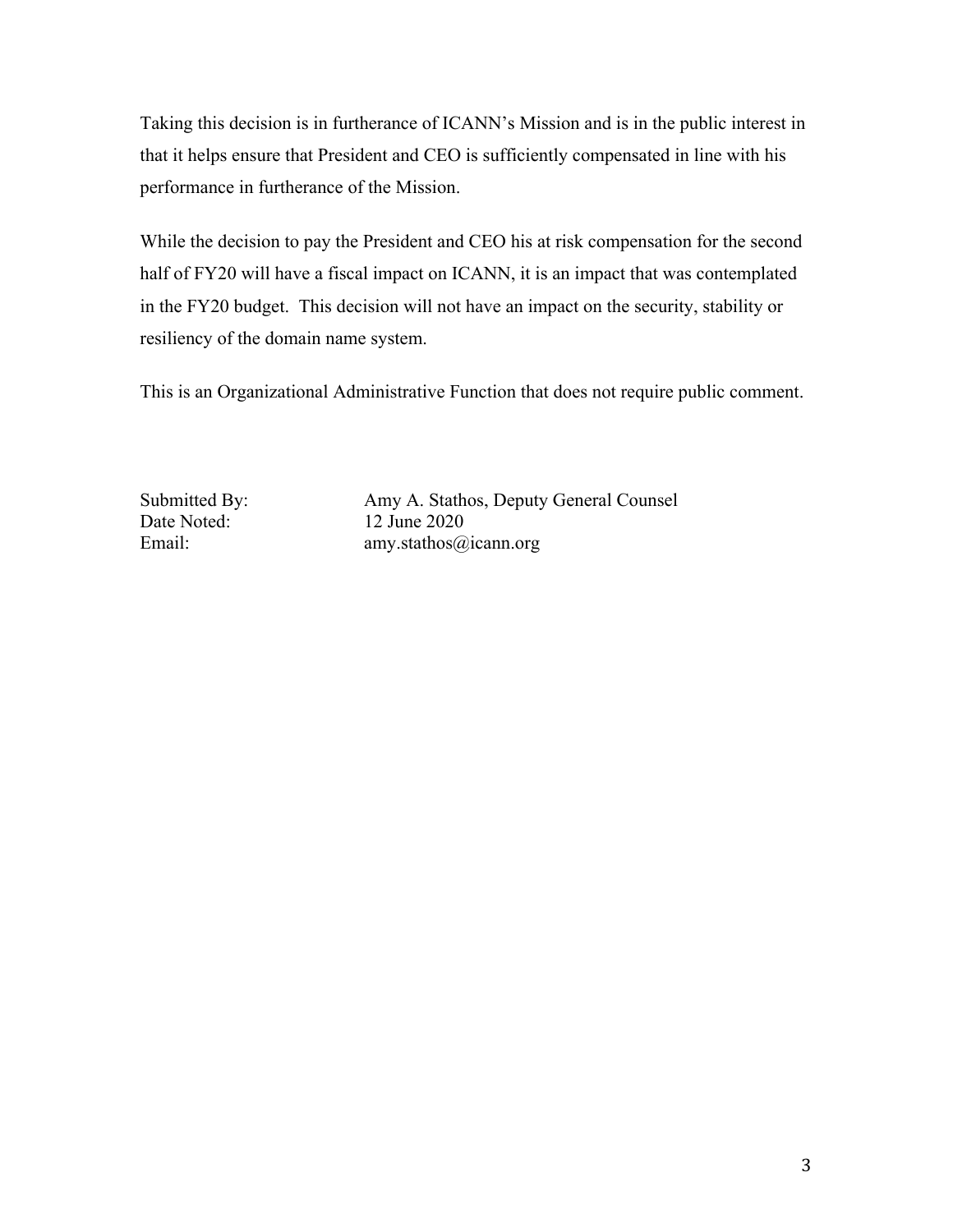Taking this decision is in furtherance of ICANN's Mission and is in the public interest in that it helps ensure that President and CEO is sufficiently compensated in line with his performance in furtherance of the Mission.

While the decision to pay the President and CEO his at risk compensation for the second half of FY20 will have a fiscal impact on ICANN, it is an impact that was contemplated in the FY20 budget. This decision will not have an impact on the security, stability or resiliency of the domain name system.

This is an Organizational Administrative Function that does not require public comment.

Submitted By: Amy A. Stathos, Deputy General Counsel
Date Noted: 12 June 2020
Email: amy.stathos@icann.org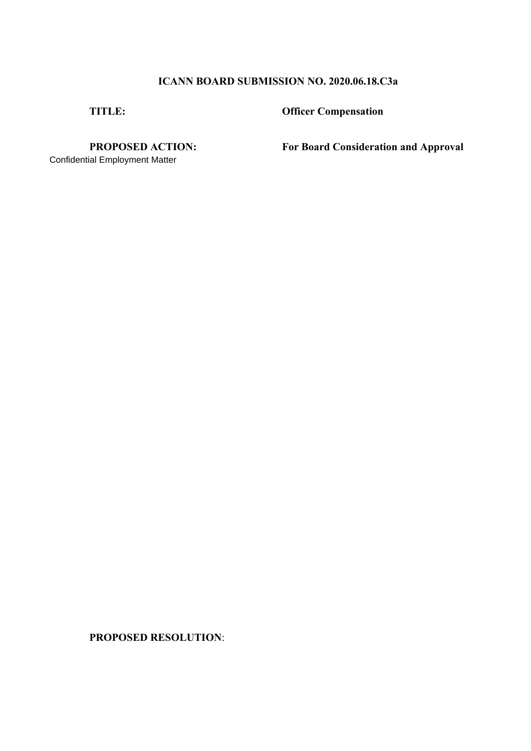**ICANN BOARD SUBMISSION NO. 2020.06.18.C3a**

**TITLE:** **Officer Compensation**

**PROPOSED ACTION:** **For Board Consideration and Approval**

Confidential Employment Matter

**PROPOSED RESOLUTION**: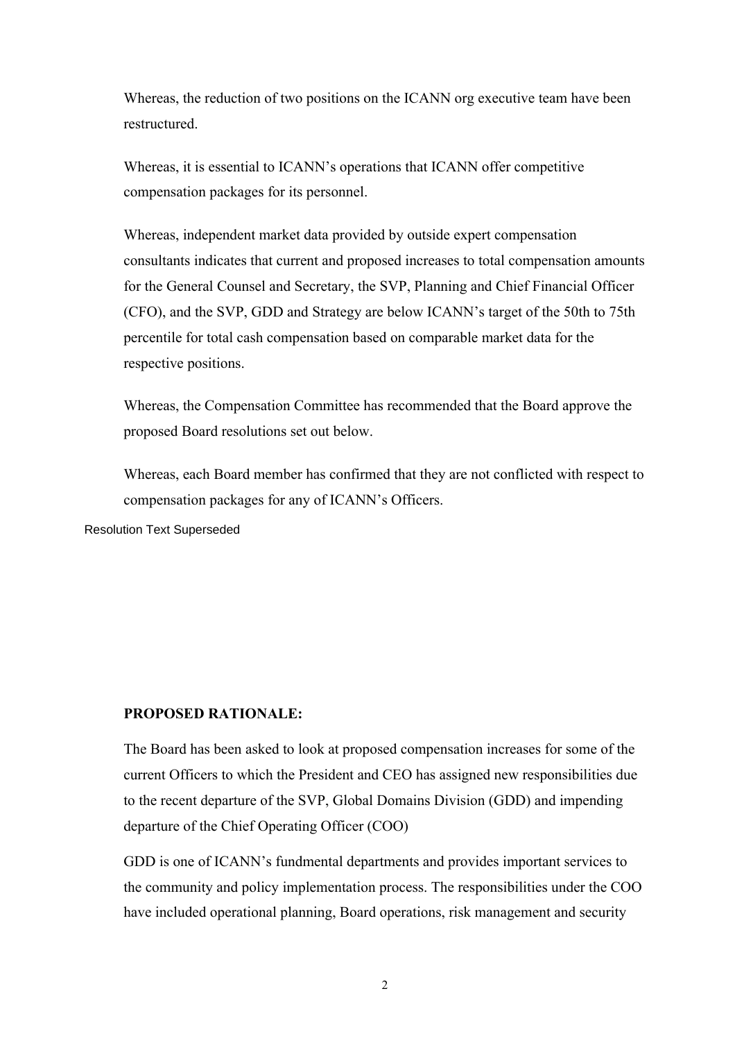Whereas, the reduction of two positions on the ICANN org executive team have been restructured.

Whereas, it is essential to ICANN's operations that ICANN offer competitive compensation packages for its personnel.

Whereas, independent market data provided by outside expert compensation consultants indicates that current and proposed increases to total compensation amounts for the General Counsel and Secretary, the SVP, Planning and Chief Financial Officer (CFO), and the SVP, GDD and Strategy are below ICANN's target of the 50th to 75th percentile for total cash compensation based on comparable market data for the respective positions.

Whereas, the Compensation Committee has recommended that the Board approve the proposed Board resolutions set out below.

Whereas, each Board member has confirmed that they are not conflicted with respect to compensation packages for any of ICANN's Officers.

Resolution Text Superseded

**PROPOSED RATIONALE:**

The Board has been asked to look at proposed compensation increases for some of the current Officers to which the President and CEO has assigned new responsibilities due to the recent departure of the SVP, Global Domains Division (GDD) and impending departure of the Chief Operating Officer (COO)

GDD is one of ICANN's fundmental departments and provides important services to the community and policy implementation process. The responsibilities under the COO have included operational planning, Board operations, risk management and security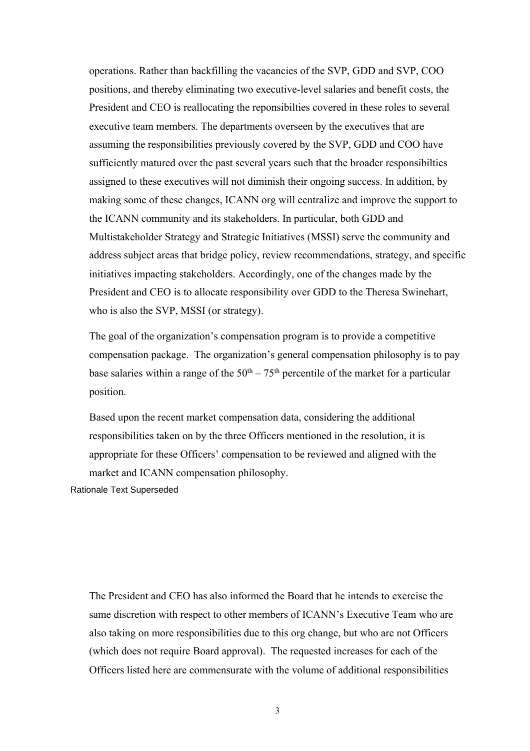operations. Rather than backfilling the vacancies of the SVP, GDD and SVP, COO positions, and thereby eliminating two executive-level salaries and benefit costs, the President and CEO is reallocating the reponsibilties covered in these roles to several executive team members. The departments overseen by the executives that are assuming the responsibilities previously covered by the SVP, GDD and COO have sufficiently matured over the past several years such that the broader responsibilties assigned to these executives will not diminish their ongoing success. In addition, by making some of these changes, ICANN org will centralize and improve the support to the ICANN community and its stakeholders. In particular, both GDD and Multistakeholder Strategy and Strategic Initiatives (MSSI) serve the community and address subject areas that bridge policy, review recommendations, strategy, and specific initiatives impacting stakeholders. Accordingly, one of the changes made by the President and CEO is to allocate responsibility over GDD to the Theresa Swinehart, who is also the SVP, MSSI (or strategy).

The goal of the organization's compensation program is to provide a competitive compensation package. The organization's general compensation philosophy is to pay base salaries within a range of the 50th – 75th percentile of the market for a particular position.

Based upon the recent market compensation data, considering the additional responsibilities taken on by the three Officers mentioned in the resolution, it is appropriate for these Officers' compensation to be reviewed and aligned with the market and ICANN compensation philosophy.

Rationale Text Superseded

The President and CEO has also informed the Board that he intends to exercise the same discretion with respect to other members of ICANN's Executive Team who are also taking on more responsibilities due to this org change, but who are not Officers (which does not require Board approval). The requested increases for each of the Officers listed here are commensurate with the volume of additional responsibilities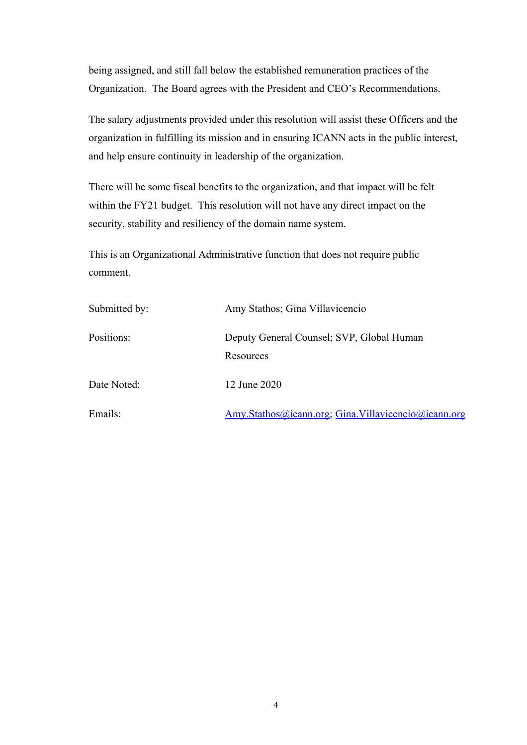being assigned, and still fall below the established remuneration practices of the Organization. The Board agrees with the President and CEO's Recommendations.

The salary adjustments provided under this resolution will assist these Officers and the organization in fulfilling its mission and in ensuring ICANN acts in the public interest, and help ensure continuity in leadership of the organization.

There will be some fiscal benefits to the organization, and that impact will be felt within the FY21 budget. This resolution will not have any direct impact on the security, stability and resiliency of the domain name system.

This is an Organizational Administrative function that does not require public comment.

| | |
|---|---|
| Submitted by: | Amy Stathos; Gina Villavicencio |
| Positions: | Deputy General Counsel; SVP, Global Human Resources |
| Date Noted: | 12 June 2020 |
| Emails: | Amy.Stathos@icann.org; Gina.Villavicencio@icann.org |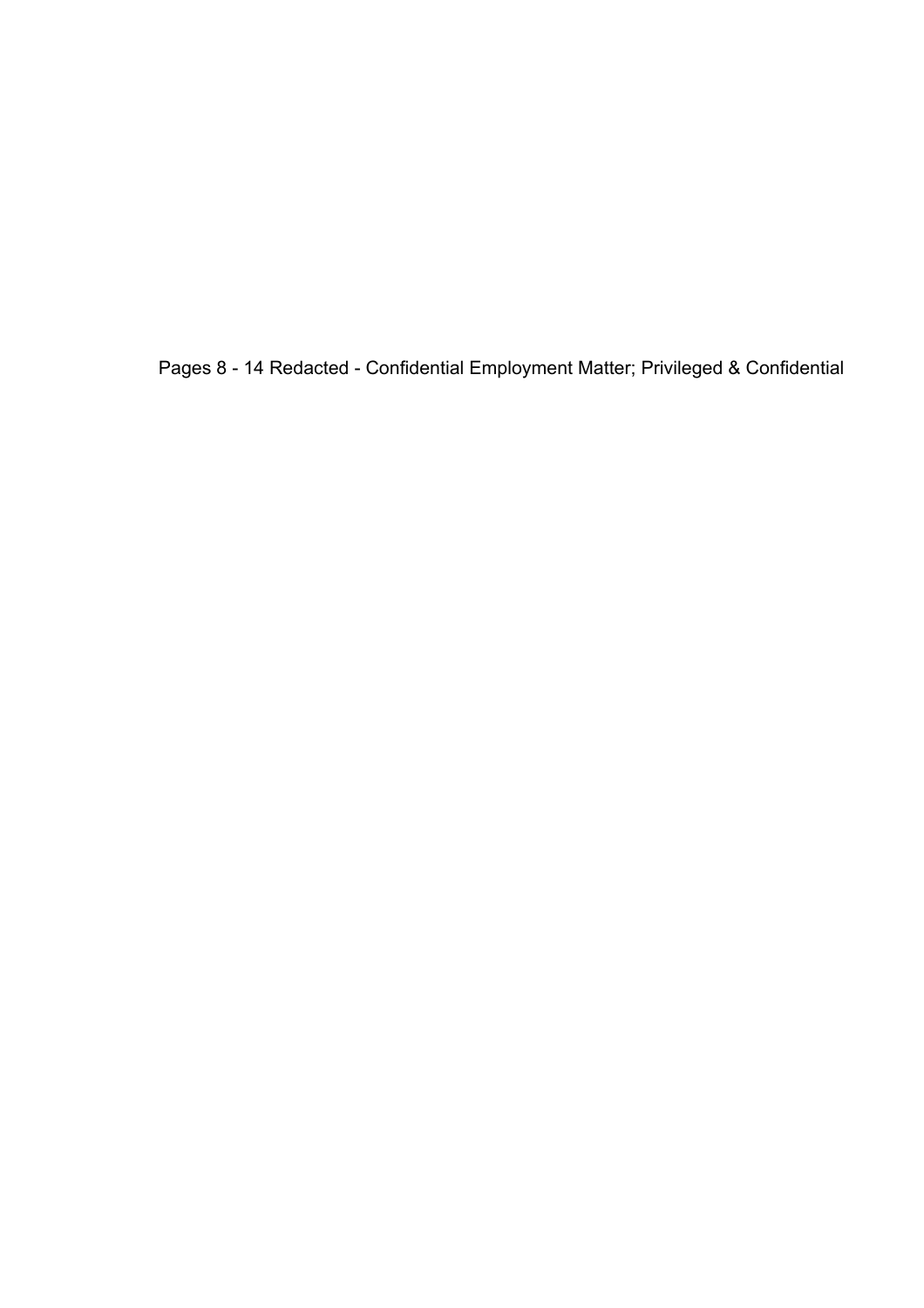Pages 8 - 14 Redacted - Confidential Employment Matter; Privileged & Confidential